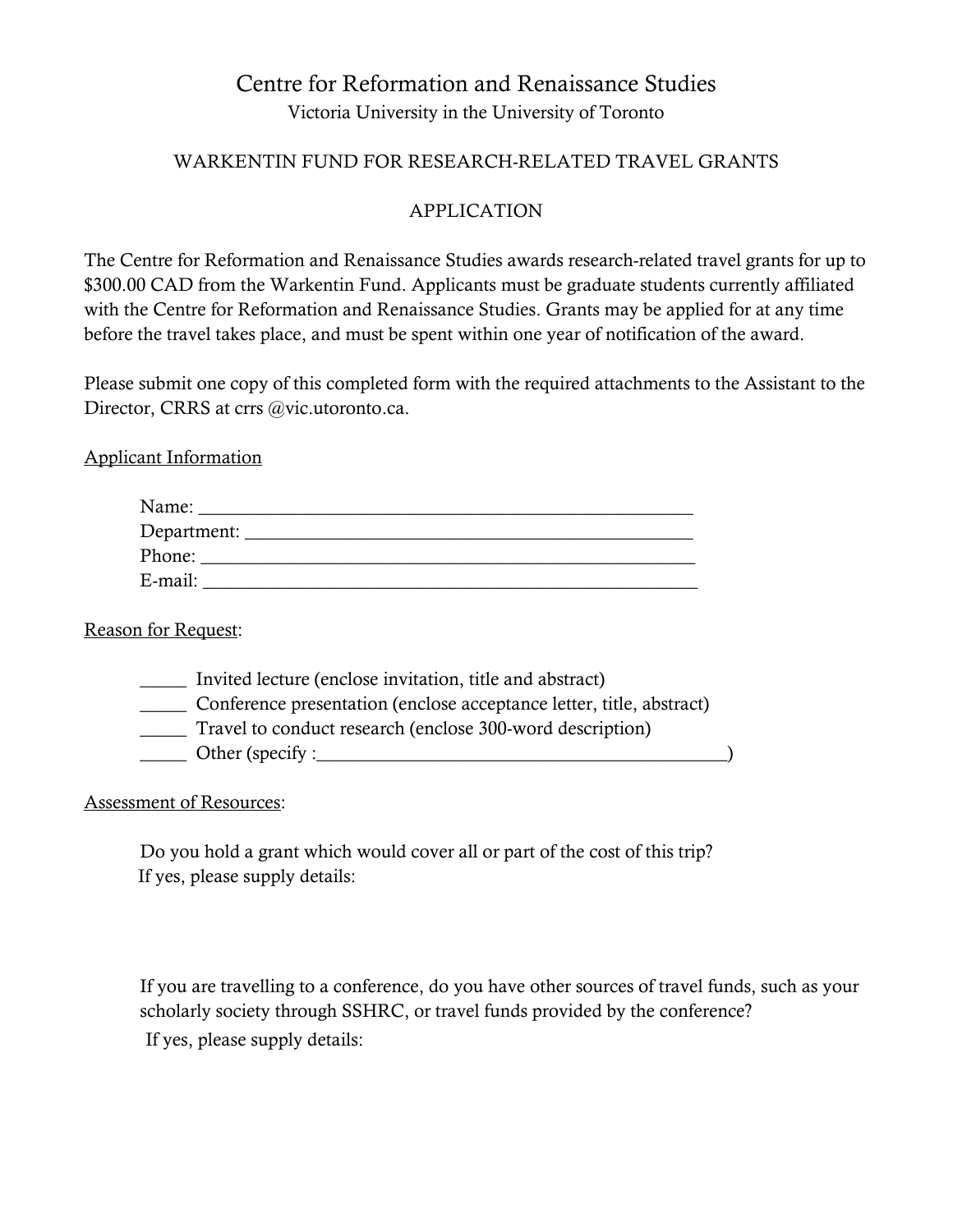# Centre for Reformation and Renaissance Studies

Victoria University in the University of Toronto

## WARKENTIN FUND FOR RESEARCH-RELATED TRAVEL GRANTS

## APPLICATION

The Centre for Reformation and Renaissance Studies awards research-related travel grants for up to $300.00 CAD from the Warkentin Fund. Applicants must be graduate students currently affiliated with the Centre for Reformation and Renaissance Studies. Grants may be applied for at any time before the travel takes place, and must be spent within one year of notification of the award.

Please submit one copy of this completed form with the required attachments to the Assistant to the Director, CRRS at crrs @vic.utoronto.ca.

Applicant Information

Name: ______________________________________________________

Department: _________________________________________________

Phone: ______________________________________________________

E-mail: ______________________________________________________

Reason for Request:

_____ Invited lecture (enclose invitation, title and abstract)

_____ Conference presentation (enclose acceptance letter, title, abstract)

_____ Travel to conduct research (enclose 300-word description)

_____ Other (specify :_____________________________________________)

Assessment of Resources:

Do you hold a grant which would cover all or part of the cost of this trip?
If yes, please supply details:

If you are travelling to a conference, do you have other sources of travel funds, such as your scholarly society through SSHRC, or travel funds provided by the conference?
If yes, please supply details: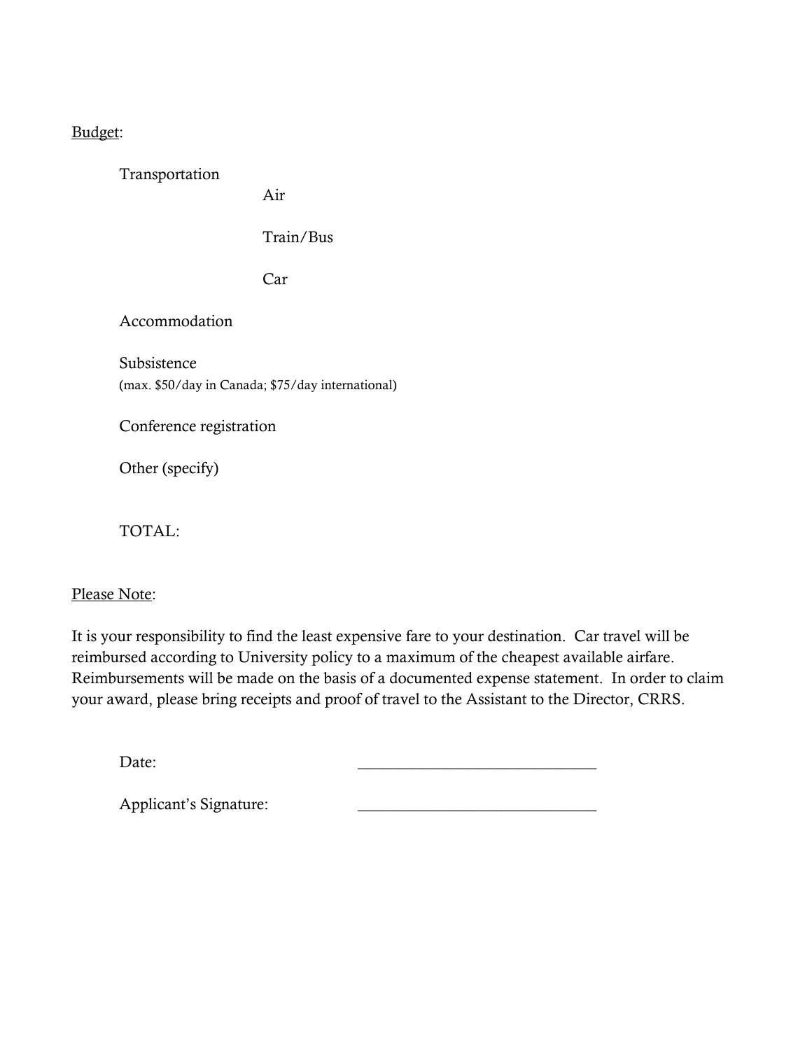<u>Budget</u>:

Transportation

Air

Train/Bus

Car

Accommodation

Subsistence
(max. $50/day in Canada; $75/day international)

Conference registration

Other (specify)

TOTAL:

<u>Please Note</u>:

It is your responsibility to find the least expensive fare to your destination. Car travel will be reimbursed according to University policy to a maximum of the cheapest available airfare. Reimbursements will be made on the basis of a documented expense statement. In order to claim your award, please bring receipts and proof of travel to the Assistant to the Director, CRRS.

Date: _____________________________

Applicant's Signature: _____________________________